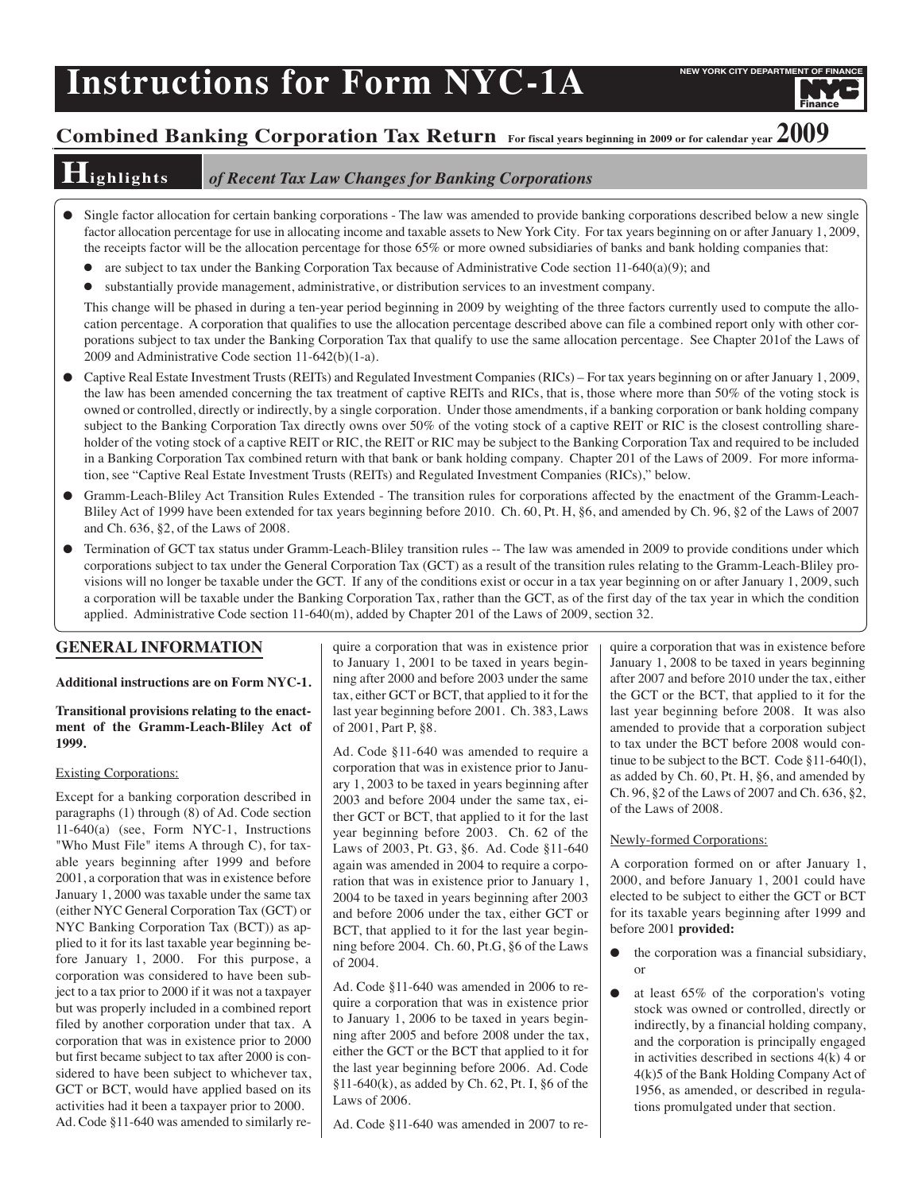# Instructions for Form NYC-1A

NEW YORK CITY DEPARTMENT OF FINANCE

## Combined Banking Corporation Tax Return For fiscal years beginning in 2009 or for calendar year 2009

## Highlights *of Recent Tax Law Changes for Banking Corporations*

- Single factor allocation for certain banking corporations - The law was amended to provide banking corporations described below a new single factor allocation percentage for use in allocating income and taxable assets to New York City. For tax years beginning on or after January 1, 2009, the receipts factor will be the allocation percentage for those 65% or more owned subsidiaries of banks and bank holding companies that:
  - are subject to tax under the Banking Corporation Tax because of Administrative Code section 11-640(a)(9); and
  - substantially provide management, administrative, or distribution services to an investment company.

  This change will be phased in during a ten-year period beginning in 2009 by weighting of the three factors currently used to compute the allocation percentage. A corporation that qualifies to use the allocation percentage described above can file a combined report only with other corporations subject to tax under the Banking Corporation Tax that qualify to use the same allocation percentage. See Chapter 201of the Laws of 2009 and Administrative Code section 11-642(b)(1-a).
- Captive Real Estate Investment Trusts (REITs) and Regulated Investment Companies (RICs) – For tax years beginning on or after January 1, 2009, the law has been amended concerning the tax treatment of captive REITs and RICs, that is, those where more than 50% of the voting stock is owned or controlled, directly or indirectly, by a single corporation. Under those amendments, if a banking corporation or bank holding company subject to the Banking Corporation Tax directly owns over 50% of the voting stock of a captive REIT or RIC is the closest controlling shareholder of the voting stock of a captive REIT or RIC, the REIT or RIC may be subject to the Banking Corporation Tax and required to be included in a Banking Corporation Tax combined return with that bank or bank holding company. Chapter 201 of the Laws of 2009. For more information, see "Captive Real Estate Investment Trusts (REITs) and Regulated Investment Companies (RICs)," below.
- Gramm-Leach-Bliley Act Transition Rules Extended - The transition rules for corporations affected by the enactment of the Gramm-Leach-Bliley Act of 1999 have been extended for tax years beginning before 2010. Ch. 60, Pt. H, §6, and amended by Ch. 96, §2 of the Laws of 2007 and Ch. 636, §2, of the Laws of 2008.
- Termination of GCT tax status under Gramm-Leach-Bliley transition rules -- The law was amended in 2009 to provide conditions under which corporations subject to tax under the General Corporation Tax (GCT) as a result of the transition rules relating to the Gramm-Leach-Bliley provisions will no longer be taxable under the GCT. If any of the conditions exist or occur in a tax year beginning on or after January 1, 2009, such a corporation will be taxable under the Banking Corporation Tax, rather than the GCT, as of the first day of the tax year in which the condition applied. Administrative Code section 11-640(m), added by Chapter 201 of the Laws of 2009, section 32.

## GENERAL INFORMATION

**Additional instructions are on Form NYC-1.**

**Transitional provisions relating to the enactment of the Gramm-Leach-Bliley Act of 1999.**

Existing Corporations:

Except for a banking corporation described in paragraphs (1) through (8) of Ad. Code section 11-640(a) (see, Form NYC-1, Instructions "Who Must File" items A through C), for taxable years beginning after 1999 and before 2001, a corporation that was in existence before January 1, 2000 was taxable under the same tax (either NYC General Corporation Tax (GCT) or NYC Banking Corporation Tax (BCT)) as applied to it for its last taxable year beginning before January 1, 2000. For this purpose, a corporation was considered to have been subject to a tax prior to 2000 if it was not a taxpayer but was properly included in a combined report filed by another corporation under that tax. A corporation that was in existence prior to 2000 but first became subject to tax after 2000 is considered to have been subject to whichever tax, GCT or BCT, would have applied based on its activities had it been a taxpayer prior to 2000.

Ad. Code §11-640 was amended to similarly require a corporation that was in existence prior to January 1, 2001 to be taxed in years beginning after 2000 and before 2003 under the same tax, either GCT or BCT, that applied to it for the last year beginning before 2001. Ch. 383, Laws of 2001, Part P, §8.

Ad. Code §11-640 was amended to require a corporation that was in existence prior to January 1, 2003 to be taxed in years beginning after 2003 and before 2004 under the same tax, either GCT or BCT, that applied to it for the last year beginning before 2003. Ch. 62 of the Laws of 2003, Pt. G3, §6. Ad. Code §11-640 again was amended in 2004 to require a corporation that was in existence prior to January 1, 2004 to be taxed in years beginning after 2003 and before 2006 under the tax, either GCT or BCT, that applied to it for the last year beginning before 2004. Ch. 60, Pt.G, §6 of the Laws of 2004.

Ad. Code §11-640 was amended in 2006 to require a corporation that was in existence prior to January 1, 2006 to be taxed in years beginning after 2005 and before 2008 under the tax, either the GCT or the BCT that applied to it for the last year beginning before 2006. Ad. Code §11-640(k), as added by Ch. 62, Pt. I, §6 of the Laws of 2006.

Ad. Code §11-640 was amended in 2007 to require a corporation that was in existence before January 1, 2008 to be taxed in years beginning after 2007 and before 2010 under the tax, either the GCT or the BCT, that applied to it for the last year beginning before 2008. It was also amended to provide that a corporation subject to tax under the BCT before 2008 would continue to be subject to the BCT. Code §11-640(l), as added by Ch. 60, Pt. H, §6, and amended by Ch. 96, §2 of the Laws of 2007 and Ch. 636, §2, of the Laws of 2008.

Newly-formed Corporations:

A corporation formed on or after January 1, 2000, and before January 1, 2001 could have elected to be subject to either the GCT or BCT for its taxable years beginning after 1999 and before 2001 **provided:**

- the corporation was a financial subsidiary, or
- at least 65% of the corporation's voting stock was owned or controlled, directly or indirectly, by a financial holding company, and the corporation is principally engaged in activities described in sections 4(k) 4 or 4(k)5 of the Bank Holding Company Act of 1956, as amended, or described in regulations promulgated under that section.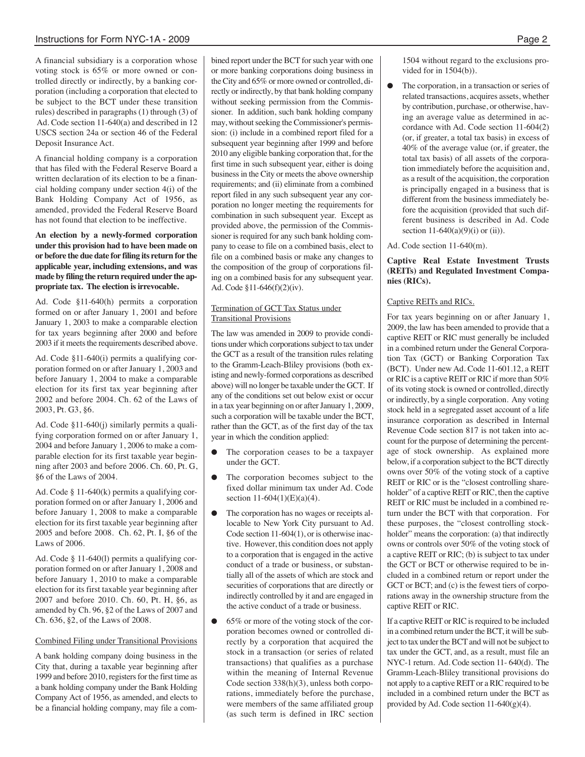A financial subsidiary is a corporation whose voting stock is 65% or more owned or controlled directly or indirectly, by a banking corporation (including a corporation that elected to be subject to the BCT under these transition rules) described in paragraphs (1) through (3) of Ad. Code section 11-640(a) and described in 12 USCS section 24a or section 46 of the Federal Deposit Insurance Act.

A financial holding company is a corporation that has filed with the Federal Reserve Board a written declaration of its election to be a financial holding company under section 4(i) of the Bank Holding Company Act of 1956, as amended, provided the Federal Reserve Board has not found that election to be ineffective.

**An election by a newly-formed corporation under this provision had to have been made on or before the due date for filing its return for the applicable year, including extensions, and was made by filing the return required under the appropriate tax. The election is irrevocable.**

Ad. Code §11-640(h) permits a corporation formed on or after January 1, 2001 and before January 1, 2003 to make a comparable election for tax years beginning after 2000 and before 2003 if it meets the requirements described above.

Ad. Code §11-640(i) permits a qualifying corporation formed on or after January 1, 2003 and before January 1, 2004 to make a comparable election for its first tax year beginning after 2002 and before 2004. Ch. 62 of the Laws of 2003, Pt. G3, §6.

Ad. Code §11-640(j) similarly permits a qualifying corporation formed on or after January 1, 2004 and before January 1, 2006 to make a comparable election for its first taxable year beginning after 2003 and before 2006. Ch. 60, Pt. G, §6 of the Laws of 2004.

Ad. Code § 11-640(k) permits a qualifying corporation formed on or after January 1, 2006 and before January 1, 2008 to make a comparable election for its first taxable year beginning after 2005 and before 2008. Ch. 62, Pt. I, §6 of the Laws of 2006.

Ad. Code § 11-640(l) permits a qualifying corporation formed on or after January 1, 2008 and before January 1, 2010 to make a comparable election for its first taxable year beginning after 2007 and before 2010. Ch. 60, Pt. H, §6, as amended by Ch. 96, §2 of the Laws of 2007 and Ch. 636, §2, of the Laws of 2008.

### Combined Filing under Transitional Provisions

A bank holding company doing business in the City that, during a taxable year beginning after 1999 and before 2010, registers for the first time as a bank holding company under the Bank Holding Company Act of 1956, as amended, and elects to be a financial holding company, may file a combined report under the BCT for such year with one or more banking corporations doing business in the City and 65% or more owned or controlled, directly or indirectly, by that bank holding company without seeking permission from the Commissioner. In addition, such bank holding company may, without seeking the Commissioner's permission: (i) include in a combined report filed for a subsequent year beginning after 1999 and before 2010 any eligible banking corporation that, for the first time in such subsequent year, either is doing business in the City or meets the above ownership requirements; and (ii) eliminate from a combined report filed in any such subsequent year any corporation no longer meeting the requirements for combination in such subsequent year. Except as provided above, the permission of the Commissioner is required for any such bank holding company to cease to file on a combined basis, elect to file on a combined basis or make any changes to the composition of the group of corporations filing on a combined basis for any subsequent year. Ad. Code §11-646(f)(2)(iv).

### Termination of GCT Tax Status under Transitional Provisions

The law was amended in 2009 to provide conditions under which corporations subject to tax under the GCT as a result of the transition rules relating to the Gramm-Leach-Bliley provisions (both existing and newly-formed corporations as described above) will no longer be taxable under the GCT. If any of the conditions set out below exist or occur in a tax year beginning on or after January 1, 2009, such a corporation will be taxable under the BCT, rather than the GCT, as of the first day of the tax year in which the condition applied:

- The corporation ceases to be a taxpayer under the GCT.
- The corporation becomes subject to the fixed dollar minimum tax under Ad. Code section 11-604(1)(E)(a)(4).
- The corporation has no wages or receipts allocable to New York City pursuant to Ad. Code section 11-604(1), or is otherwise inactive. However, this condition does not apply to a corporation that is engaged in the active conduct of a trade or business, or substantially all of the assets of which are stock and securities of corporations that are directly or indirectly controlled by it and are engaged in the active conduct of a trade or business.
- 65% or more of the voting stock of the corporation becomes owned or controlled directly by a corporation that acquired the stock in a transaction (or series of related transactions) that qualifies as a purchase within the meaning of Internal Revenue Code section 338(h)(3), unless both corporations, immediately before the purchase, were members of the same affiliated group (as such term is defined in IRC section 1504 without regard to the exclusions provided for in 1504(b)).
- The corporation, in a transaction or series of related transactions, acquires assets, whether by contribution, purchase, or otherwise, having an average value as determined in accordance with Ad. Code section 11-604(2) (or, if greater, a total tax basis) in excess of 40% of the average value (or, if greater, the total tax basis) of all assets of the corporation immediately before the acquisition and, as a result of the acquisition, the corporation is principally engaged in a business that is different from the business immediately before the acquisition (provided that such different business is described in Ad. Code section 11-640(a)(9)(i) or (ii)).

Ad. Code section 11-640(m).

## Captive Real Estate Investment Trusts (REITs) and Regulated Investment Companies (RICs).

### Captive REITs and RICs.

For tax years beginning on or after January 1, 2009, the law has been amended to provide that a captive REIT or RIC must generally be included in a combined return under the General Corporation Tax (GCT) or Banking Corporation Tax (BCT). Under new Ad. Code 11-601.12, a REIT or RIC is a captive REIT or RIC if more than 50% of its voting stock is owned or controlled, directly or indirectly, by a single corporation. Any voting stock held in a segregated asset account of a life insurance corporation as described in Internal Revenue Code section 817 is not taken into account for the purpose of determining the percentage of stock ownership. As explained more below, if a corporation subject to the BCT directly owns over 50% of the voting stock of a captive REIT or RIC or is the "closest controlling shareholder" of a captive REIT or RIC, then the captive REIT or RIC must be included in a combined return under the BCT with that corporation. For these purposes, the "closest controlling stockholder" means the corporation: (a) that indirectly owns or controls over 50% of the voting stock of a captive REIT or RIC; (b) is subject to tax under the GCT or BCT or otherwise required to be included in a combined return or report under the GCT or BCT; and (c) is the fewest tiers of corporations away in the ownership structure from the captive REIT or RIC.

If a captive REIT or RIC is required to be included in a combined return under the BCT, it will be subject to tax under the BCT and will not be subject to tax under the GCT, and, as a result, must file an NYC-1 return. Ad. Code section 11- 640(d). The Gramm-Leach-Bliley transitional provisions do not apply to a captive REIT or a RIC required to be included in a combined return under the BCT as provided by Ad. Code section 11-640(g)(4).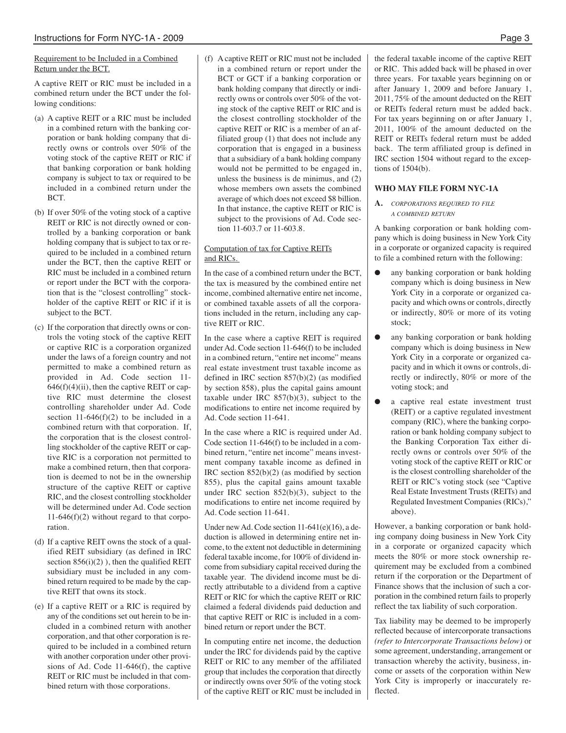Requirement to be Included in a Combined Return under the BCT.

A captive REIT or RIC must be included in a combined return under the BCT under the following conditions:

(a) A captive REIT or a RIC must be included in a combined return with the banking corporation or bank holding company that directly owns or controls over 50% of the voting stock of the captive REIT or RIC if that banking corporation or bank holding company is subject to tax or required to be included in a combined return under the BCT.

(b) If over 50% of the voting stock of a captive REIT or RIC is not directly owned or controlled by a banking corporation or bank holding company that is subject to tax or required to be included in a combined return under the BCT, then the captive REIT or RIC must be included in a combined return or report under the BCT with the corporation that is the "closest controlling" stockholder of the captive REIT or RIC if it is subject to the BCT.

(c) If the corporation that directly owns or controls the voting stock of the captive REIT or captive RIC is a corporation organized under the laws of a foreign country and not permitted to make a combined return as provided in Ad. Code section 11-646(f)(4)(ii), then the captive REIT or captive RIC must determine the closest controlling shareholder under Ad. Code section 11-646(f)(2) to be included in a combined return with that corporation. If, the corporation that is the closest controlling stockholder of the captive REIT or captive RIC is a corporation not permitted to make a combined return, then that corporation is deemed to not be in the ownership structure of the captive REIT or captive RIC, and the closest controlling stockholder will be determined under Ad. Code section 11-646(f)(2) without regard to that corporation.

(d) If a captive REIT owns the stock of a qualified REIT subsidiary (as defined in IRC section 856(i)(2) ), then the qualified REIT subsidiary must be included in any combined return required to be made by the captive REIT that owns its stock.

(e) If a captive REIT or a RIC is required by any of the conditions set out herein to be included in a combined return with another corporation, and that other corporation is required to be included in a combined return with another corporation under other provisions of Ad. Code 11-646(f), the captive REIT or RIC must be included in that combined return with those corporations.

(f) A captive REIT or RIC must not be included in a combined return or report under the BCT or GCT if a banking corporation or bank holding company that directly or indirectly owns or controls over 50% of the voting stock of the captive REIT or RIC and is the closest controlling stockholder of the captive REIT or RIC is a member of an affiliated group (1) that does not include any corporation that is engaged in a business that a subsidiary of a bank holding company would not be permitted to be engaged in, unless the business is de minimus, and (2) whose members own assets the combined average of which does not exceed $8 billion. In that instance, the captive REIT or RIC is subject to the provisions of Ad. Code section 11-603.7 or 11-603.8.

Computation of tax for Captive REITs and RICs.

In the case of a combined return under the BCT, the tax is measured by the combined entire net income, combined alternative entire net income, or combined taxable assets of all the corporations included in the return, including any captive REIT or RIC.

In the case where a captive REIT is required under Ad. Code section 11-646(f) to be included in a combined return, "entire net income" means real estate investment trust taxable income as defined in IRC section 857(b)(2) (as modified by section 858), plus the capital gains amount taxable under IRC 857(b)(3), subject to the modifications to entire net income required by Ad. Code section 11-641.

In the case where a RIC is required under Ad. Code section 11-646(f) to be included in a combined return, "entire net income" means investment company taxable income as defined in IRC section 852(b)(2) (as modified by section 855), plus the capital gains amount taxable under IRC section 852(b)(3), subject to the modifications to entire net income required by Ad. Code section 11-641.

Under new Ad. Code section 11-641(e)(16), a deduction is allowed in determining entire net income, to the extent not deductible in determining federal taxable income, for 100% of dividend income from subsidiary capital received during the taxable year. The dividend income must be directly attributable to a dividend from a captive REIT or RIC for which the captive REIT or RIC claimed a federal dividends paid deduction and that captive REIT or RIC is included in a combined return or report under the BCT.

In computing entire net income, the deduction under the IRC for dividends paid by the captive REIT or RIC to any member of the affiliated group that includes the corporation that directly or indirectly owns over 50% of the voting stock of the captive REIT or RIC must be included in the federal taxable income of the captive REIT or RIC. This added back will be phased in over three years. For taxable years beginning on or after January 1, 2009 and before January 1, 2011, 75% of the amount deducted on the REIT or REITs federal return must be added back. For tax years beginning on or after January 1, 2011, 100% of the amount deducted on the REIT or REITs federal return must be added back. The term affiliated group is defined in IRC section 1504 without regard to the exceptions of 1504(b).

### WHO MAY FILE FORM NYC-1A

**A.** *CORPORATIONS REQUIRED TO FILE A COMBINED RETURN*

A banking corporation or bank holding company which is doing business in New York City in a corporate or organized capacity is required to file a combined return with the following:

- any banking corporation or bank holding company which is doing business in New York City in a corporate or organized capacity and which owns or controls, directly or indirectly, 80% or more of its voting stock;
- any banking corporation or bank holding company which is doing business in New York City in a corporate or organized capacity and in which it owns or controls, directly or indirectly, 80% or more of the voting stock; and
- a captive real estate investment trust (REIT) or a captive regulated investment company (RIC), where the banking corporation or bank holding company subject to the Banking Corporation Tax either directly owns or controls over 50% of the voting stock of the captive REIT or RIC or is the closest controlling shareholder of the REIT or RIC's voting stock (see "Captive Real Estate Investment Trusts (REITs) and Regulated Investment Companies (RICs)," above).

However, a banking corporation or bank holding company doing business in New York City in a corporate or organized capacity which meets the 80% or more stock ownership requirement may be excluded from a combined return if the corporation or the Department of Finance shows that the inclusion of such a corporation in the combined return fails to properly reflect the tax liability of such corporation.

Tax liability may be deemed to be improperly reflected because of intercorporate transactions *(refer to Intercorporate Transactions below)* or some agreement, understanding, arrangement or transaction whereby the activity, business, income or assets of the corporation within New York City is improperly or inaccurately reflected.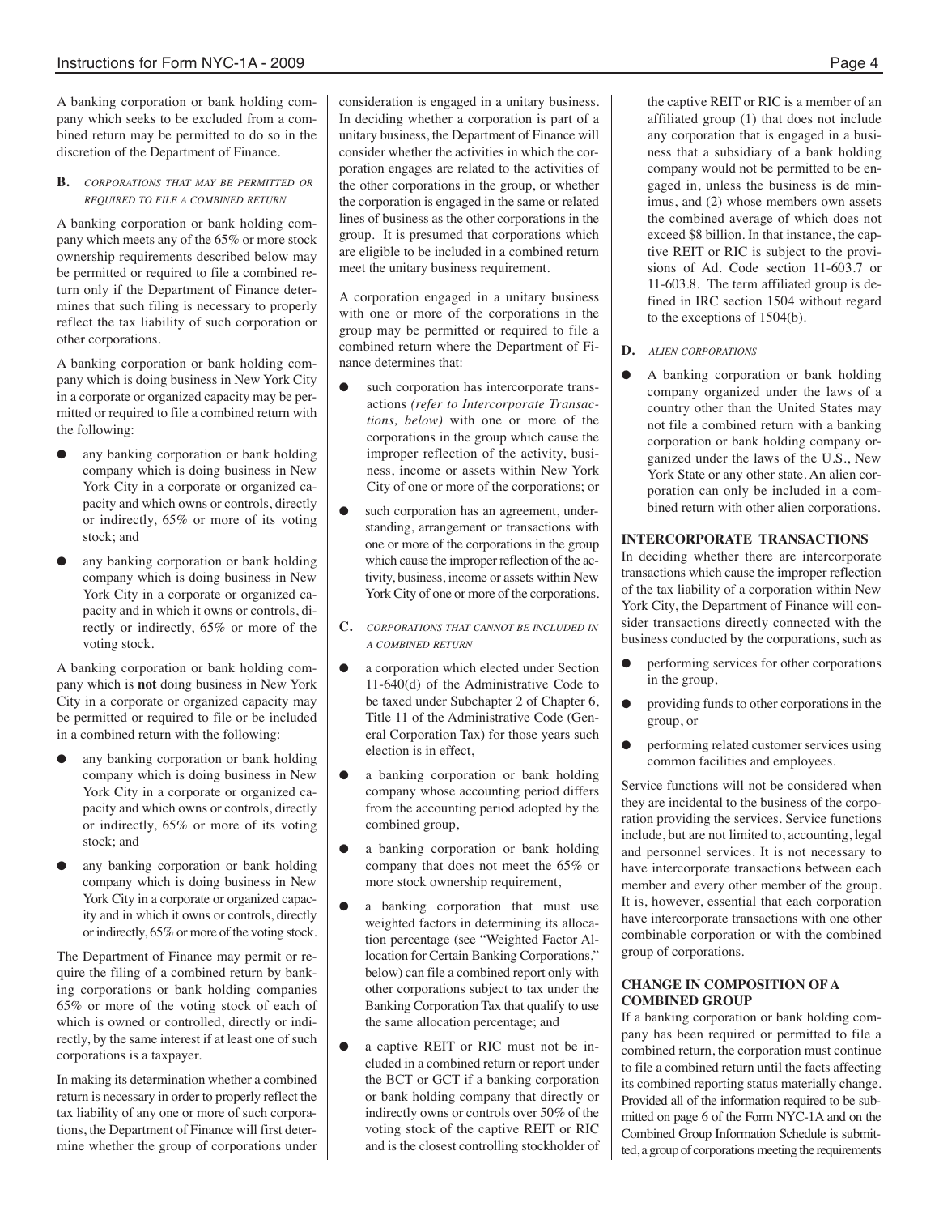A banking corporation or bank holding company which seeks to be excluded from a combined return may be permitted to do so in the discretion of the Department of Finance.

**B.** *CORPORATIONS THAT MAY BE PERMITTED OR REQUIRED TO FILE A COMBINED RETURN*

A banking corporation or bank holding company which meets any of the 65% or more stock ownership requirements described below may be permitted or required to file a combined return only if the Department of Finance determines that such filing is necessary to properly reflect the tax liability of such corporation or other corporations.

A banking corporation or bank holding company which is doing business in New York City in a corporate or organized capacity may be permitted or required to file a combined return with the following:

- any banking corporation or bank holding company which is doing business in New York City in a corporate or organized capacity and which owns or controls, directly or indirectly, 65% or more of its voting stock; and
- any banking corporation or bank holding company which is doing business in New York City in a corporate or organized capacity and in which it owns or controls, directly or indirectly, 65% or more of the voting stock.

A banking corporation or bank holding company which is **not** doing business in New York City in a corporate or organized capacity may be permitted or required to file or be included in a combined return with the following:

- any banking corporation or bank holding company which is doing business in New York City in a corporate or organized capacity and which owns or controls, directly or indirectly, 65% or more of its voting stock; and
- any banking corporation or bank holding company which is doing business in New York City in a corporate or organized capacity and in which it owns or controls, directly or indirectly, 65% or more of the voting stock.

The Department of Finance may permit or require the filing of a combined return by banking corporations or bank holding companies 65% or more of the voting stock of each of which is owned or controlled, directly or indirectly, by the same interest if at least one of such corporations is a taxpayer.

In making its determination whether a combined return is necessary in order to properly reflect the tax liability of any one or more of such corporations, the Department of Finance will first determine whether the group of corporations under consideration is engaged in a unitary business. In deciding whether a corporation is part of a unitary business, the Department of Finance will consider whether the activities in which the corporation engages are related to the activities of the other corporations in the group, or whether the corporation is engaged in the same or related lines of business as the other corporations in the group. It is presumed that corporations which are eligible to be included in a combined return meet the unitary business requirement.

A corporation engaged in a unitary business with one or more of the corporations in the group may be permitted or required to file a combined return where the Department of Finance determines that:

- such corporation has intercorporate transactions *(refer to Intercorporate Transactions, below)* with one or more of the corporations in the group which cause the improper reflection of the activity, business, income or assets within New York City of one or more of the corporations; or
- such corporation has an agreement, understanding, arrangement or transactions with one or more of the corporations in the group which cause the improper reflection of the activity, business, income or assets within New York City of one or more of the corporations.

**C.** *CORPORATIONS THAT CANNOT BE INCLUDED IN A COMBINED RETURN*

- a corporation which elected under Section 11-640(d) of the Administrative Code to be taxed under Subchapter 2 of Chapter 6, Title 11 of the Administrative Code (General Corporation Tax) for those years such election is in effect,
- a banking corporation or bank holding company whose accounting period differs from the accounting period adopted by the combined group,
- a banking corporation or bank holding company that does not meet the 65% or more stock ownership requirement,
- a banking corporation that must use weighted factors in determining its allocation percentage (see "Weighted Factor Allocation for Certain Banking Corporations," below) can file a combined report only with other corporations subject to tax under the Banking Corporation Tax that qualify to use the same allocation percentage; and
- a captive REIT or RIC must not be included in a combined return or report under the BCT or GCT if a banking corporation or bank holding company that directly or indirectly owns or controls over 50% of the voting stock of the captive REIT or RIC and is the closest controlling stockholder of the captive REIT or RIC is a member of an affiliated group (1) that does not include any corporation that is engaged in a business that a subsidiary of a bank holding company would not be permitted to be engaged in, unless the business is de minimus, and (2) whose members own assets the combined average of which does not exceed $8 billion. In that instance, the captive REIT or RIC is subject to the provisions of Ad. Code section 11-603.7 or 11-603.8. The term affiliated group is defined in IRC section 1504 without regard to the exceptions of 1504(b).

**D.** *ALIEN CORPORATIONS*

- A banking corporation or bank holding company organized under the laws of a country other than the United States may not file a combined return with a banking corporation or bank holding company organized under the laws of the U.S., New York State or any other state. An alien corporation can only be included in a combined return with other alien corporations.

## INTERCORPORATE TRANSACTIONS

In deciding whether there are intercorporate transactions which cause the improper reflection of the tax liability of a corporation within New York City, the Department of Finance will consider transactions directly connected with the business conducted by the corporations, such as

- performing services for other corporations in the group,
- providing funds to other corporations in the group, or
- performing related customer services using common facilities and employees.

Service functions will not be considered when they are incidental to the business of the corporation providing the services. Service functions include, but are not limited to, accounting, legal and personnel services. It is not necessary to have intercorporate transactions between each member and every other member of the group. It is, however, essential that each corporation have intercorporate transactions with one other combinable corporation or with the combined group of corporations.

## CHANGE IN COMPOSITION OF A COMBINED GROUP

If a banking corporation or bank holding company has been required or permitted to file a combined return, the corporation must continue to file a combined return until the facts affecting its combined reporting status materially change. Provided all of the information required to be submitted on page 6 of the Form NYC-1A and on the Combined Group Information Schedule is submitted, a group of corporations meeting the requirements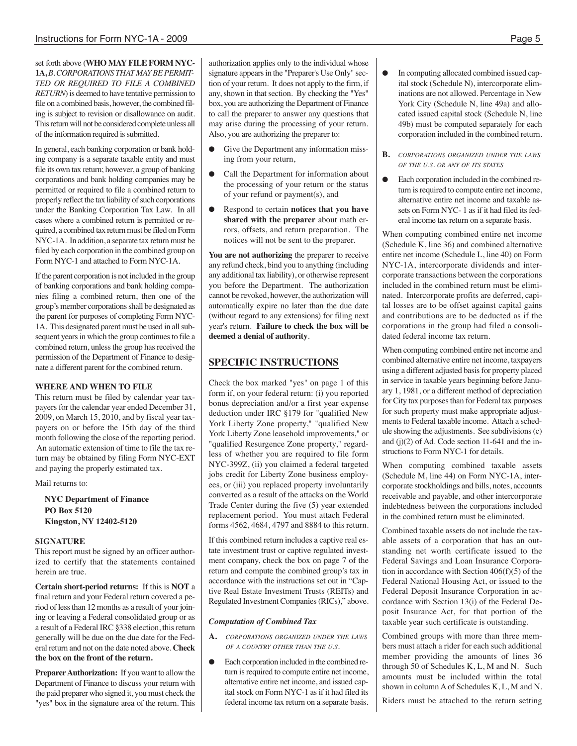set forth above (**WHO MAY FILE FORM NYC-1A,** *B. CORPORATIONS THAT MAY BE PERMITTED OR REQUIRED TO FILE A COMBINED RETURN*) is deemed to have tentative permission to file on a combined basis, however, the combined filing is subject to revision or disallowance on audit. This return will not be considered complete unless all of the information required is submitted.

In general, each banking corporation or bank holding company is a separate taxable entity and must file its own tax return; however, a group of banking corporations and bank holding companies may be permitted or required to file a combined return to properly reflect the tax liability of such corporations under the Banking Corporation Tax Law. In all cases where a combined return is permitted or required, a combined tax return must be filed on Form NYC-1A. In addition, a separate tax return must be filed by each corporation in the combined group on Form NYC-1 and attached to Form NYC-1A.

If the parent corporation is not included in the group of banking corporations and bank holding companies filing a combined return, then one of the group's member corporations shall be designated as the parent for purposes of completing Form NYC-1A. This designated parent must be used in all subsequent years in which the group continues to file a combined return, unless the group has received the permission of the Department of Finance to designate a different parent for the combined return.

**WHERE AND WHEN TO FILE**

This return must be filed by calendar year taxpayers for the calendar year ended December 31, 2009, on March 15, 2010, and by fiscal year taxpayers on or before the 15th day of the third month following the close of the reporting period. An automatic extension of time to file the tax return may be obtained by filing Form NYC-EXT and paying the properly estimated tax.

Mail returns to:

**NYC Department of Finance**
**PO Box 5120**
**Kingston, NY 12402-5120**

**SIGNATURE**

This report must be signed by an officer authorized to certify that the statements contained herein are true.

**Certain short-period returns:** If this is **NOT** a final return and your Federal return covered a period of less than 12 months as a result of your joining or leaving a Federal consolidated group or as a result of a Federal IRC §338 election, this return generally will be due on the due date for the Federal return and not on the date noted above. **Check the box on the front of the return.**

**Preparer Authorization:** If you want to allow the Department of Finance to discuss your return with the paid preparer who signed it, you must check the "yes" box in the signature area of the return. This authorization applies only to the individual whose signature appears in the "Preparer's Use Only" section of your return. It does not apply to the firm, if any, shown in that section. By checking the "Yes" box, you are authorizing the Department of Finance to call the preparer to answer any questions that may arise during the processing of your return. Also, you are authorizing the preparer to:

- Give the Department any information missing from your return,
- Call the Department for information about the processing of your return or the status of your refund or payment(s), and
- Respond to certain **notices that you have shared with the preparer** about math errors, offsets, and return preparation. The notices will not be sent to the preparer.

**You are not authorizing** the preparer to receive any refund check, bind you to anything (including any additional tax liability), or otherwise represent you before the Department. The authorization cannot be revoked, however, the authorization will automatically expire no later than the due date (without regard to any extensions) for filing next year's return. **Failure to check the box will be deemed a denial of authority**.

## SPECIFIC INSTRUCTIONS

Check the box marked "yes" on page 1 of this form if, on your federal return: (i) you reported bonus depreciation and/or a first year expense deduction under IRC §179 for "qualified New York Liberty Zone property," "qualified New York Liberty Zone leasehold improvements," or "qualified Resurgence Zone property," regardless of whether you are required to file form NYC-399Z, (ii) you claimed a federal targeted jobs credit for Liberty Zone business employees, or (iii) you replaced property involuntarily converted as a result of the attacks on the World Trade Center during the five (5) year extended replacement period. You must attach Federal forms 4562, 4684, 4797 and 8884 to this return.

If this combined return includes a captive real estate investment trust or captive regulated investment company, check the box on page 7 of the return and compute the combined group's tax in accordance with the instructions set out in "Captive Real Estate Investment Trusts (REITs) and Regulated Investment Companies (RICs)," above.

***Computation of Combined Tax***

**A.** *CORPORATIONS ORGANIZED UNDER THE LAWS OF A COUNTRY OTHER THAN THE U.S.*

- Each corporation included in the combined return is required to compute entire net income, alternative entire net income, and issued capital stock on Form NYC-1 as if it had filed its federal income tax return on a separate basis.
- In computing allocated combined issued capital stock (Schedule N), intercorporate eliminations are not allowed. Percentage in New York City (Schedule N, line 49a) and allocated issued capital stock (Schedule N, line 49b) must be computed separately for each corporation included in the combined return.

**B.** *CORPORATIONS ORGANIZED UNDER THE LAWS OF THE U.S. OR ANY OF ITS STATES*

- Each corporation included in the combined return is required to compute entire net income, alternative entire net income and taxable assets on Form NYC- 1 as if it had filed its federal income tax return on a separate basis.

When computing combined entire net income (Schedule K, line 36) and combined alternative entire net income (Schedule L, line 40) on Form NYC-1A, intercorporate dividends and intercorporate transactions between the corporations included in the combined return must be eliminated. Intercorporate profits are deferred, capital losses are to be offset against capital gains and contributions are to be deducted as if the corporations in the group had filed a consolidated federal income tax return.

When computing combined entire net income and combined alternative entire net income, taxpayers using a different adjusted basis for property placed in service in taxable years beginning before January 1, 1981, or a different method of depreciation for City tax purposes than for Federal tax purposes for such property must make appropriate adjustments to Federal taxable income. Attach a schedule showing the adjustments. See subdivisions (c) and (j)(2) of Ad. Code section 11-641 and the instructions to Form NYC-1 for details.

When computing combined taxable assets (Schedule M, line 44) on Form NYC-1A, intercorporate stockholdings and bills, notes, accounts receivable and payable, and other intercorporate indebtedness between the corporations included in the combined return must be eliminated.

Combined taxable assets do not include the taxable assets of a corporation that has an outstanding net worth certificate issued to the Federal Savings and Loan Insurance Corporation in accordance with Section 406(f)(5) of the Federal National Housing Act, or issued to the Federal Deposit Insurance Corporation in accordance with Section 13(i) of the Federal Deposit Insurance Act, for that portion of the taxable year such certificate is outstanding.

Combined groups with more than three members must attach a rider for each such additional member providing the amounts of lines 36 through 50 of Schedules K, L, M and N. Such amounts must be included within the total shown in column A of Schedules K, L, M and N.

Riders must be attached to the return setting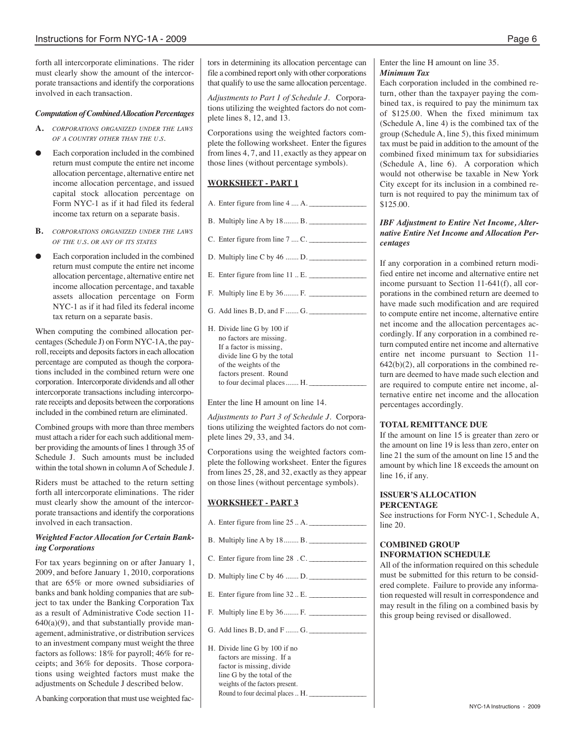forth all intercorporate eliminations. The rider must clearly show the amount of the intercorporate transactions and identify the corporations involved in each transaction.

### *Computation of Combined Allocation Percentages*

**A.** *CORPORATIONS ORGANIZED UNDER THE LAWS OF A COUNTRY OTHER THAN THE U.S.*

- Each corporation included in the combined return must compute the entire net income allocation percentage, alternative entire net income allocation percentage, and issued capital stock allocation percentage on Form NYC-1 as if it had filed its federal income tax return on a separate basis.

**B.** *CORPORATIONS ORGANIZED UNDER THE LAWS OF THE U.S. OR ANY OF ITS STATES*

- Each corporation included in the combined return must compute the entire net income allocation percentage, alternative entire net income allocation percentage, and taxable assets allocation percentage on Form NYC-1 as if it had filed its federal income tax return on a separate basis.

When computing the combined allocation percentages (Schedule J) on Form NYC-1A, the payroll, receipts and deposits factors in each allocation percentage are computed as though the corporations included in the combined return were one corporation. Intercorporate dividends and all other intercorporate transactions including intercorporate receipts and deposits between the corporations included in the combined return are eliminated.

Combined groups with more than three members must attach a rider for each such additional member providing the amounts of lines 1 through 35 of Schedule J. Such amounts must be included within the total shown in column A of Schedule J.

Riders must be attached to the return setting forth all intercorporate eliminations. The rider must clearly show the amount of the intercorporate transactions and identify the corporations involved in each transaction.

### *Weighted Factor Allocation for Certain Banking Corporations*

For tax years beginning on or after January 1, 2009, and before January 1, 2010, corporations that are 65% or more owned subsidiaries of banks and bank holding companies that are subject to tax under the Banking Corporation Tax as a result of Administrative Code section 11-640(a)(9), and that substantially provide management, administrative, or distribution services to an investment company must weight the three factors as follows: 18% for payroll; 46% for receipts; and 36% for deposits. Those corporations using weighted factors must make the adjustments on Schedule J described below.

A banking corporation that must use weighted factors in determining its allocation percentage can file a combined report only with other corporations that qualify to use the same allocation percentage.

*Adjustments to Part 1 of Schedule J.* Corporations utilizing the weighted factors do not complete lines 8, 12, and 13.

Corporations using the weighted factors complete the following worksheet. Enter the figures from lines 4, 7, and 11, exactly as they appear on those lines (without percentage symbols).

**WORKSHEET - PART 1**

A. Enter figure from line 4 .... A. _______________

B. Multiply line A by 18........ B. _______________

C. Enter figure from line 7 .... C. _______________

D. Multiply line C by 46 ....... D. _______________

E. Enter figure from line 11 .. E. _______________

F. Multiply line E by 36........ F. _______________

G. Add lines B, D, and F ....... G. _______________

H. Divide line G by 100 if no factors are missing. If a factor is missing, divide line G by the total of the weights of the factors present. Round to four decimal places....... H. _______________

Enter the line H amount on line 14.

*Adjustments to Part 3 of Schedule J.* Corporations utilizing the weighted factors do not complete lines 29, 33, and 34.

Corporations using the weighted factors complete the following worksheet. Enter the figures from lines 25, 28, and 32, exactly as they appear on those lines (without percentage symbols).

**WORKSHEET - PART 3**

A. Enter figure from line 25 .. A. _______________

B. Multiply line A by 18........ B. _______________

C. Enter figure from line 28 . C. _______________

D. Multiply line C by 46 ....... D. _______________

E. Enter figure from line 32 .. E. _______________

F. Multiply line E by 36........ F. _______________

G. Add lines B, D, and F ....... G. _______________

H. Divide line G by 100 if no factors are missing. If a factor is missing, divide line G by the total of the weights of the factors present. Round to four decimal places .. H. _______________

Enter the line H amount on line 35.

### *Minimum Tax*

Each corporation included in the combined return, other than the taxpayer paying the combined tax, is required to pay the minimum tax of $125.00. When the fixed minimum tax (Schedule A, line 4) is the combined tax of the group (Schedule A, line 5), this fixed minimum tax must be paid in addition to the amount of the combined fixed minimum tax for subsidiaries (Schedule A, line 6). A corporation which would not otherwise be taxable in New York City except for its inclusion in a combined return is not required to pay the minimum tax of $125.00.

### *IBF Adjustment to Entire Net Income, Alternative Entire Net Income and Allocation Percentages*

If any corporation in a combined return modified entire net income and alternative entire net income pursuant to Section 11-641(f), all corporations in the combined return are deemed to have made such modification and are required to compute entire net income, alternative entire net income and the allocation percentages accordingly. If any corporation in a combined return computed entire net income and alternative entire net income pursuant to Section 11-642(b)(2), all corporations in the combined return are deemed to have made such election and are required to compute entire net income, alternative entire net income and the allocation percentages accordingly.

## TOTAL REMITTANCE DUE

If the amount on line 15 is greater than zero or the amount on line 19 is less than zero, enter on line 21 the sum of the amount on line 15 and the amount by which line 18 exceeds the amount on line 16, if any.

## ISSUER'S ALLOCATION PERCENTAGE

See instructions for Form NYC-1, Schedule A, line 20.

## COMBINED GROUP INFORMATION SCHEDULE

All of the information required on this schedule must be submitted for this return to be considered complete. Failure to provide any information requested will result in correspondence and may result in the filing on a combined basis by this group being revised or disallowed.